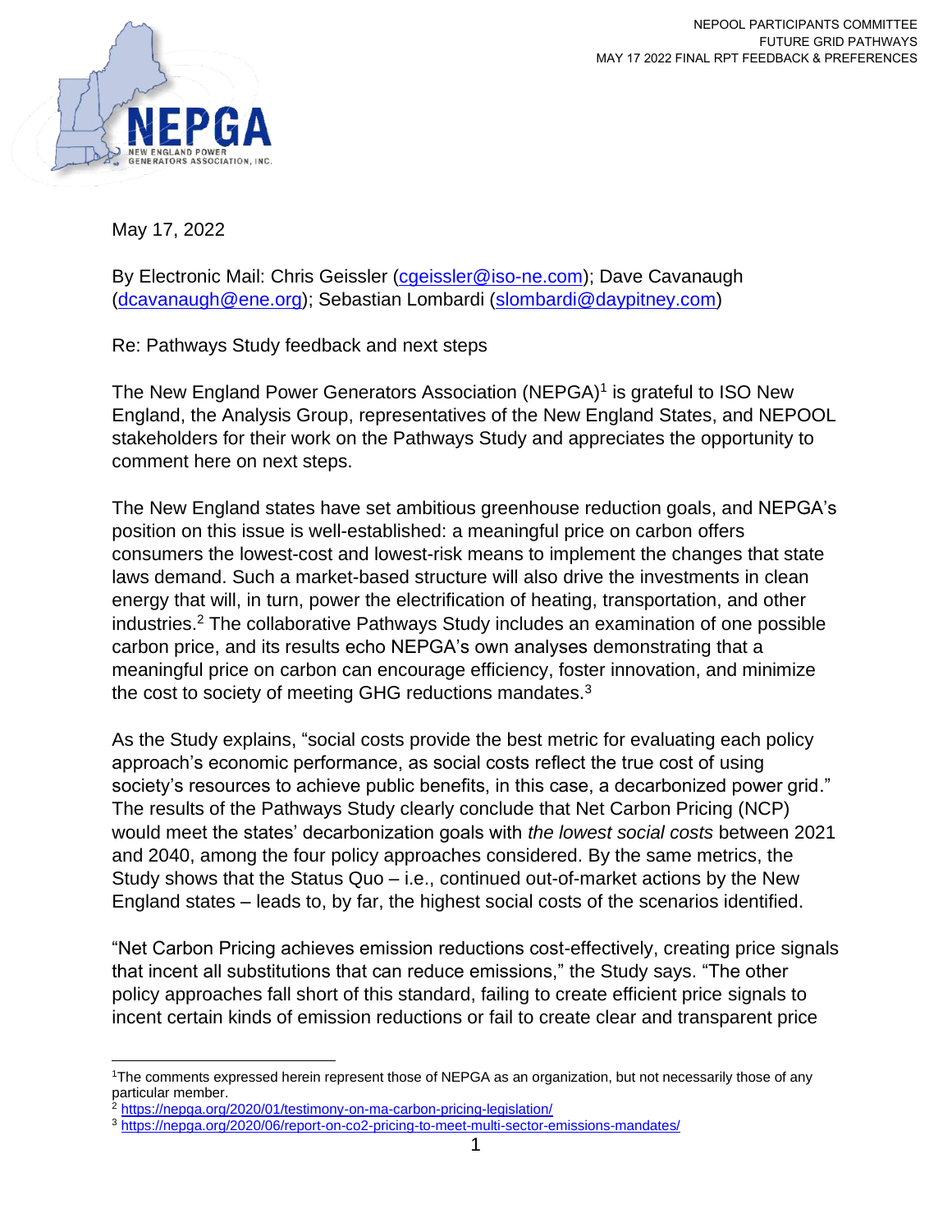NEPOOL PARTICIPANTS COMMITTEE
FUTURE GRID PATHWAYS
MAY 17 2022 FINAL RPT FEEDBACK & PREFERENCES

May 17, 2022

By Electronic Mail: Chris Geissler (cgeissler@iso-ne.com); Dave Cavanaugh (dcavanaugh@ene.org); Sebastian Lombardi (slombardi@daypitney.com)

Re: Pathways Study feedback and next steps

The New England Power Generators Association (NEPGA)[1] is grateful to ISO New England, the Analysis Group, representatives of the New England States, and NEPOOL stakeholders for their work on the Pathways Study and appreciates the opportunity to comment here on next steps.

The New England states have set ambitious greenhouse reduction goals, and NEPGA's position on this issue is well-established: a meaningful price on carbon offers consumers the lowest-cost and lowest-risk means to implement the changes that state laws demand. Such a market-based structure will also drive the investments in clean energy that will, in turn, power the electrification of heating, transportation, and other industries.[2] The collaborative Pathways Study includes an examination of one possible carbon price, and its results echo NEPGA's own analyses demonstrating that a meaningful price on carbon can encourage efficiency, foster innovation, and minimize the cost to society of meeting GHG reductions mandates.[3]

As the Study explains, "social costs provide the best metric for evaluating each policy approach's economic performance, as social costs reflect the true cost of using society's resources to achieve public benefits, in this case, a decarbonized power grid." The results of the Pathways Study clearly conclude that Net Carbon Pricing (NCP) would meet the states' decarbonization goals with *the lowest social costs* between 2021 and 2040, among the four policy approaches considered. By the same metrics, the Study shows that the Status Quo – i.e., continued out-of-market actions by the New England states – leads to, by far, the highest social costs of the scenarios identified.

"Net Carbon Pricing achieves emission reductions cost-effectively, creating price signals that incent all substitutions that can reduce emissions," the Study says. "The other policy approaches fall short of this standard, failing to create efficient price signals to incent certain kinds of emission reductions or fail to create clear and transparent price

[1] The comments expressed herein represent those of NEPGA as an organization, but not necessarily those of any particular member.

[2] https://nepga.org/2020/01/testimony-on-ma-carbon-pricing-legislation/

[3] https://nepga.org/2020/06/report-on-co2-pricing-to-meet-multi-sector-emissions-mandates/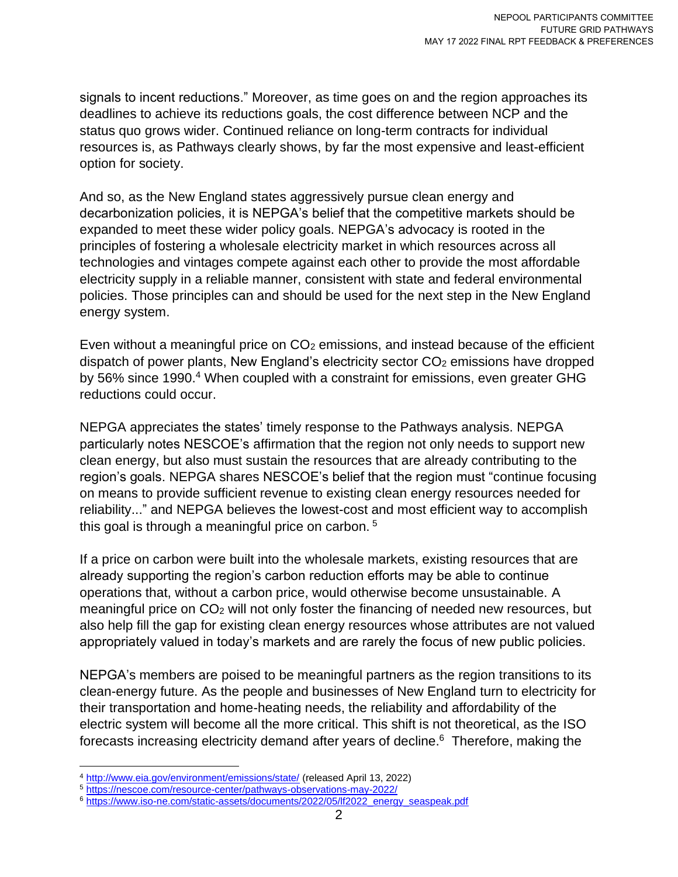signals to incent reductions." Moreover, as time goes on and the region approaches its deadlines to achieve its reductions goals, the cost difference between NCP and the status quo grows wider. Continued reliance on long-term contracts for individual resources is, as Pathways clearly shows, by far the most expensive and least-efficient option for society.

And so, as the New England states aggressively pursue clean energy and decarbonization policies, it is NEPGA's belief that the competitive markets should be expanded to meet these wider policy goals. NEPGA's advocacy is rooted in the principles of fostering a wholesale electricity market in which resources across all technologies and vintages compete against each other to provide the most affordable electricity supply in a reliable manner, consistent with state and federal environmental policies. Those principles can and should be used for the next step in the New England energy system.

Even without a meaningful price on $CO_2$ emissions, and instead because of the efficient dispatch of power plants, New England's electricity sector $CO_2$ emissions have dropped by 56% since 1990.[4] When coupled with a constraint for emissions, even greater GHG reductions could occur.

NEPGA appreciates the states' timely response to the Pathways analysis. NEPGA particularly notes NESCOE's affirmation that the region not only needs to support new clean energy, but also must sustain the resources that are already contributing to the region's goals. NEPGA shares NESCOE's belief that the region must "continue focusing on means to provide sufficient revenue to existing clean energy resources needed for reliability..." and NEPGA believes the lowest-cost and most efficient way to accomplish this goal is through a meaningful price on carbon.[5]

If a price on carbon were built into the wholesale markets, existing resources that are already supporting the region's carbon reduction efforts may be able to continue operations that, without a carbon price, would otherwise become unsustainable. A meaningful price on $CO_2$ will not only foster the financing of needed new resources, but also help fill the gap for existing clean energy resources whose attributes are not valued appropriately valued in today's markets and are rarely the focus of new public policies.

NEPGA's members are poised to be meaningful partners as the region transitions to its clean-energy future. As the people and businesses of New England turn to electricity for their transportation and home-heating needs, the reliability and affordability of the electric system will become all the more critical. This shift is not theoretical, as the ISO forecasts increasing electricity demand after years of decline.[6] Therefore, making the

[4] http://www.eia.gov/environment/emissions/state/ (released April 13, 2022)

[5] https://nescoe.com/resource-center/pathways-observations-may-2022/

[6] https://www.iso-ne.com/static-assets/documents/2022/05/lf2022_energy_seaspeak.pdf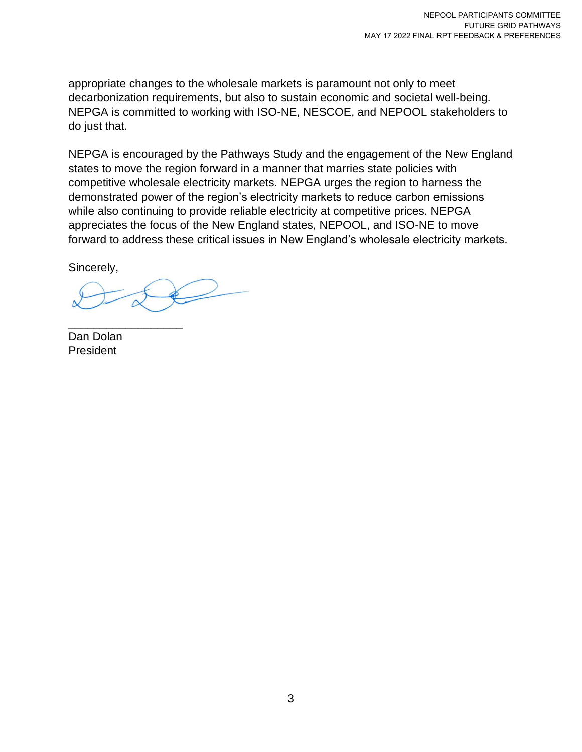appropriate changes to the wholesale markets is paramount not only to meet decarbonization requirements, but also to sustain economic and societal well-being. NEPGA is committed to working with ISO-NE, NESCOE, and NEPOOL stakeholders to do just that.

NEPGA is encouraged by the Pathways Study and the engagement of the New England states to move the region forward in a manner that marries state policies with competitive wholesale electricity markets. NEPGA urges the region to harness the demonstrated power of the region's electricity markets to reduce carbon emissions while also continuing to provide reliable electricity at competitive prices. NEPGA appreciates the focus of the New England states, NEPOOL, and ISO-NE to move forward to address these critical issues in New England's wholesale electricity markets.

Sincerely,

\_\_\_\_\_\_\_\_\_\_\_\_\_\_\_\_\_\_

Dan Dolan
President